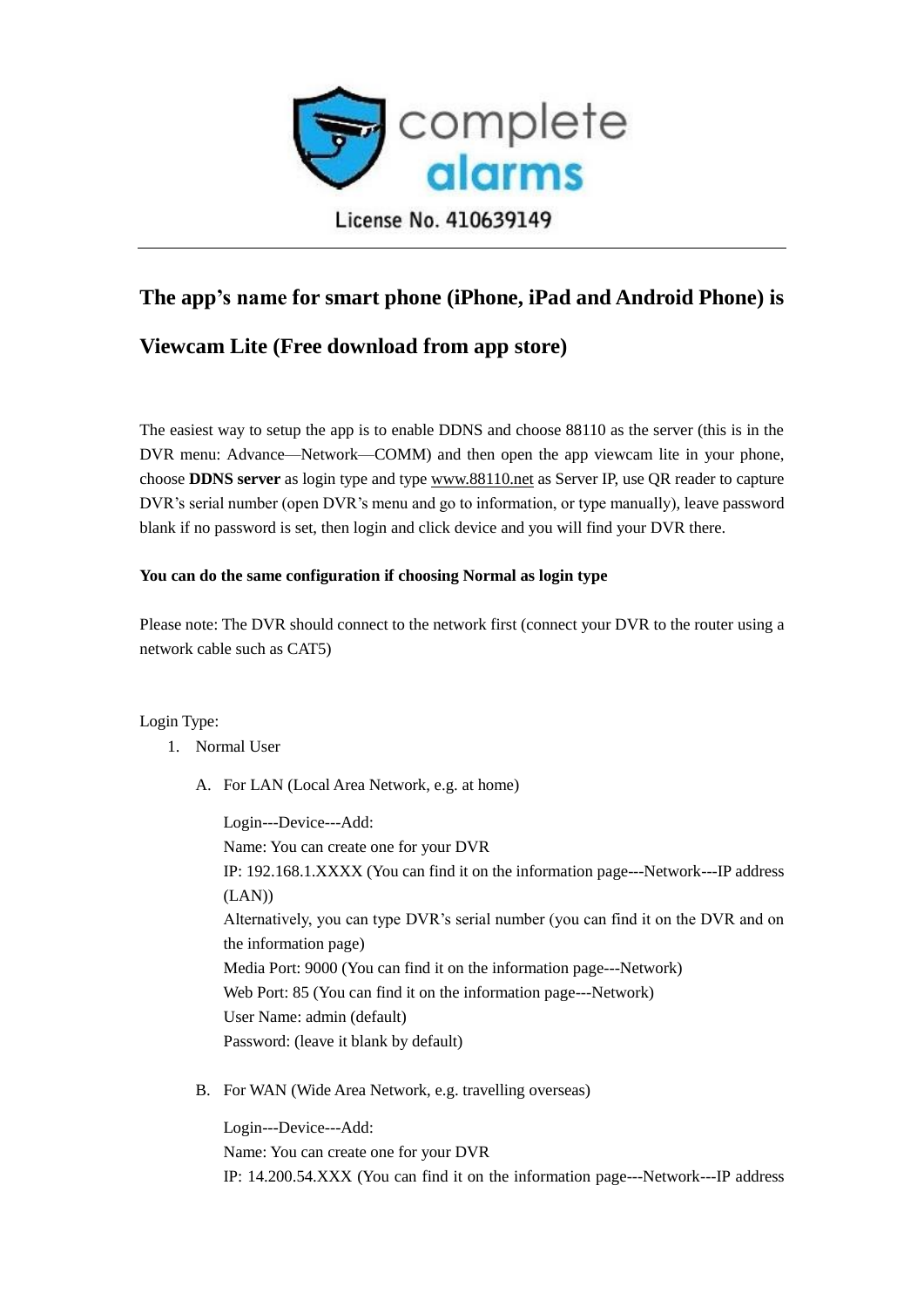complete alarms

License No. 410639149

---

## The app's name for smart phone (iPhone, iPad and Android Phone) is Viewcam Lite (Free download from app store)

The easiest way to setup the app is to enable DDNS and choose 88110 as the server (this is in the DVR menu: Advance—Network—COMM) and then open the app viewcam lite in your phone, choose **DDNS server** as login type and type www.88110.net as Server IP, use QR reader to capture DVR's serial number (open DVR's menu and go to information, or type manually), leave password blank if no password is set, then login and click device and you will find your DVR there.

**You can do the same configuration if choosing Normal as login type**

Please note: The DVR should connect to the network first (connect your DVR to the router using a network cable such as CAT5)

Login Type:

1. Normal User

   A. For LAN (Local Area Network, e.g. at home)

      Login---Device---Add:
      Name: You can create one for your DVR
      IP: 192.168.1.XXXX (You can find it on the information page---Network---IP address (LAN))
      Alternatively, you can type DVR's serial number (you can find it on the DVR and on the information page)
      Media Port: 9000 (You can find it on the information page---Network)
      Web Port: 85 (You can find it on the information page---Network)
      User Name: admin (default)
      Password: (leave it blank by default)

   B. For WAN (Wide Area Network, e.g. travelling overseas)

      Login---Device---Add:
      Name: You can create one for your DVR
      IP: 14.200.54.XXX (You can find it on the information page---Network---IP address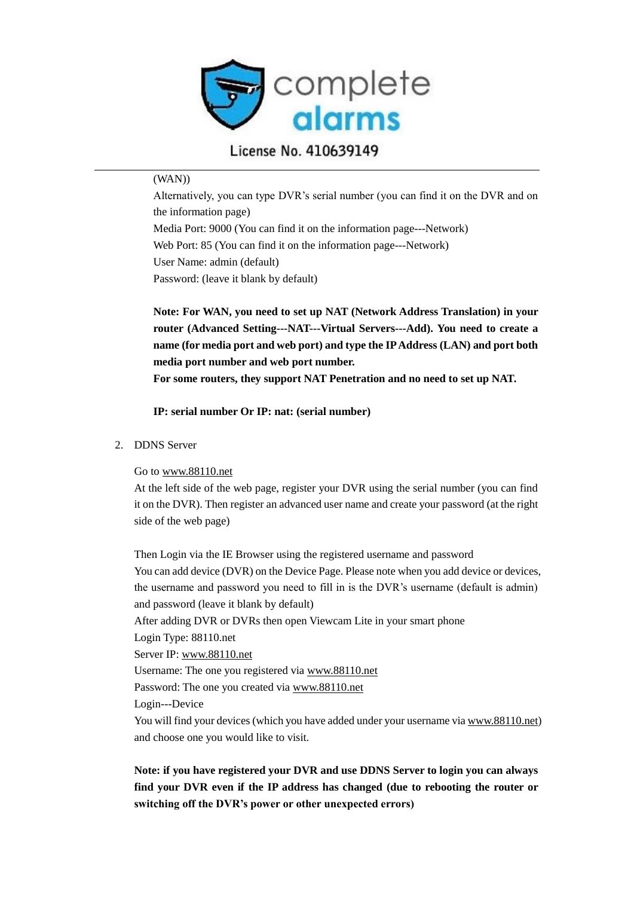(WAN))

Alternatively, you can type DVR's serial number (you can find it on the DVR and on the information page)

Media Port: 9000 (You can find it on the information page---Network)

Web Port: 85 (You can find it on the information page---Network)

User Name: admin (default)

Password: (leave it blank by default)

**Note: For WAN, you need to set up NAT (Network Address Translation) in your router (Advanced Setting---NAT---Virtual Servers---Add). You need to create a name (for media port and web port) and type the IP Address (LAN) and port both media port number and web port number.**

**For some routers, they support NAT Penetration and no need to set up NAT.**

**IP: serial number Or IP: nat: (serial number)**

2. DDNS Server

   Go to www.88110.net

   At the left side of the web page, register your DVR using the serial number (you can find it on the DVR). Then register an advanced user name and create your password (at the right side of the web page)

   Then Login via the IE Browser using the registered username and password

   You can add device (DVR) on the Device Page. Please note when you add device or devices, the username and password you need to fill in is the DVR's username (default is admin) and password (leave it blank by default)

   After adding DVR or DVRs then open Viewcam Lite in your smart phone

   Login Type: 88110.net

   Server IP: www.88110.net

   Username: The one you registered via www.88110.net

   Password: The one you created via www.88110.net

   Login---Device

   You will find your devices (which you have added under your username via www.88110.net) and choose one you would like to visit.

   **Note: if you have registered your DVR and use DDNS Server to login you can always find your DVR even if the IP address has changed (due to rebooting the router or switching off the DVR's power or other unexpected errors)**